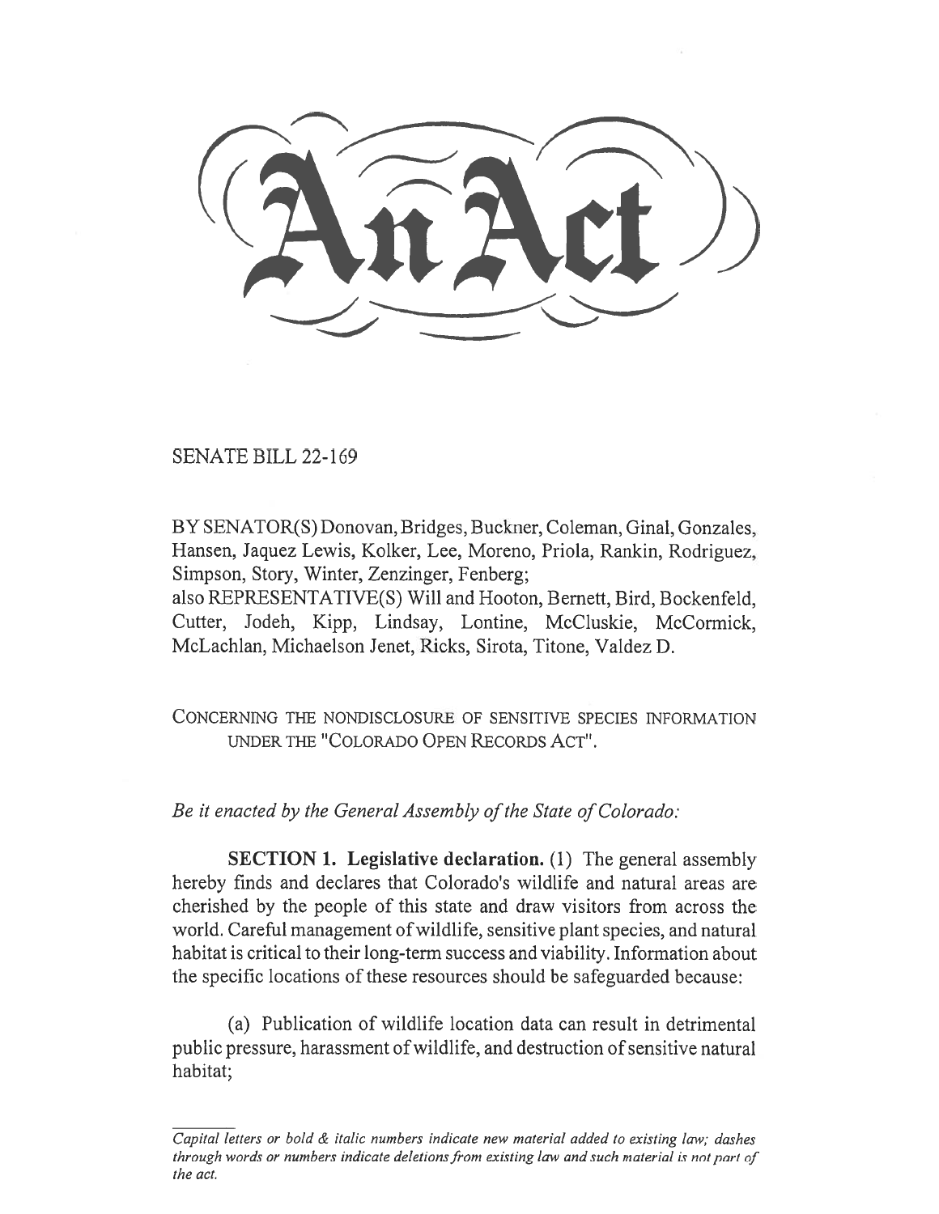# An Act

SENATE BILL 22-169

BY SENATOR(S) Donovan, Bridges, Buckner, Coleman, Ginal, Gonzales, Hansen, Jaquez Lewis, Kolker, Lee, Moreno, Priola, Rankin, Rodriguez, Simpson, Story, Winter, Zenzinger, Fenberg;
also REPRESENTATIVE(S) Will and Hooton, Bernett, Bird, Bockenfeld, Cutter, Jodeh, Kipp, Lindsay, Lontine, McCluskie, McCormick, McLachlan, Michaelson Jenet, Ricks, Sirota, Titone, Valdez D.

CONCERNING THE NONDISCLOSURE OF SENSITIVE SPECIES INFORMATION UNDER THE "COLORADO OPEN RECORDS ACT".

*Be it enacted by the General Assembly of the State of Colorado:*

**SECTION 1. Legislative declaration.** (1) The general assembly hereby finds and declares that Colorado's wildlife and natural areas are cherished by the people of this state and draw visitors from across the world. Careful management of wildlife, sensitive plant species, and natural habitat is critical to their long-term success and viability. Information about the specific locations of these resources should be safeguarded because:

(a) Publication of wildlife location data can result in detrimental public pressure, harassment of wildlife, and destruction of sensitive natural habitat;

---

*Capital letters or bold & italic numbers indicate new material added to existing law; dashes through words or numbers indicate deletions from existing law and such material is not part of the act.*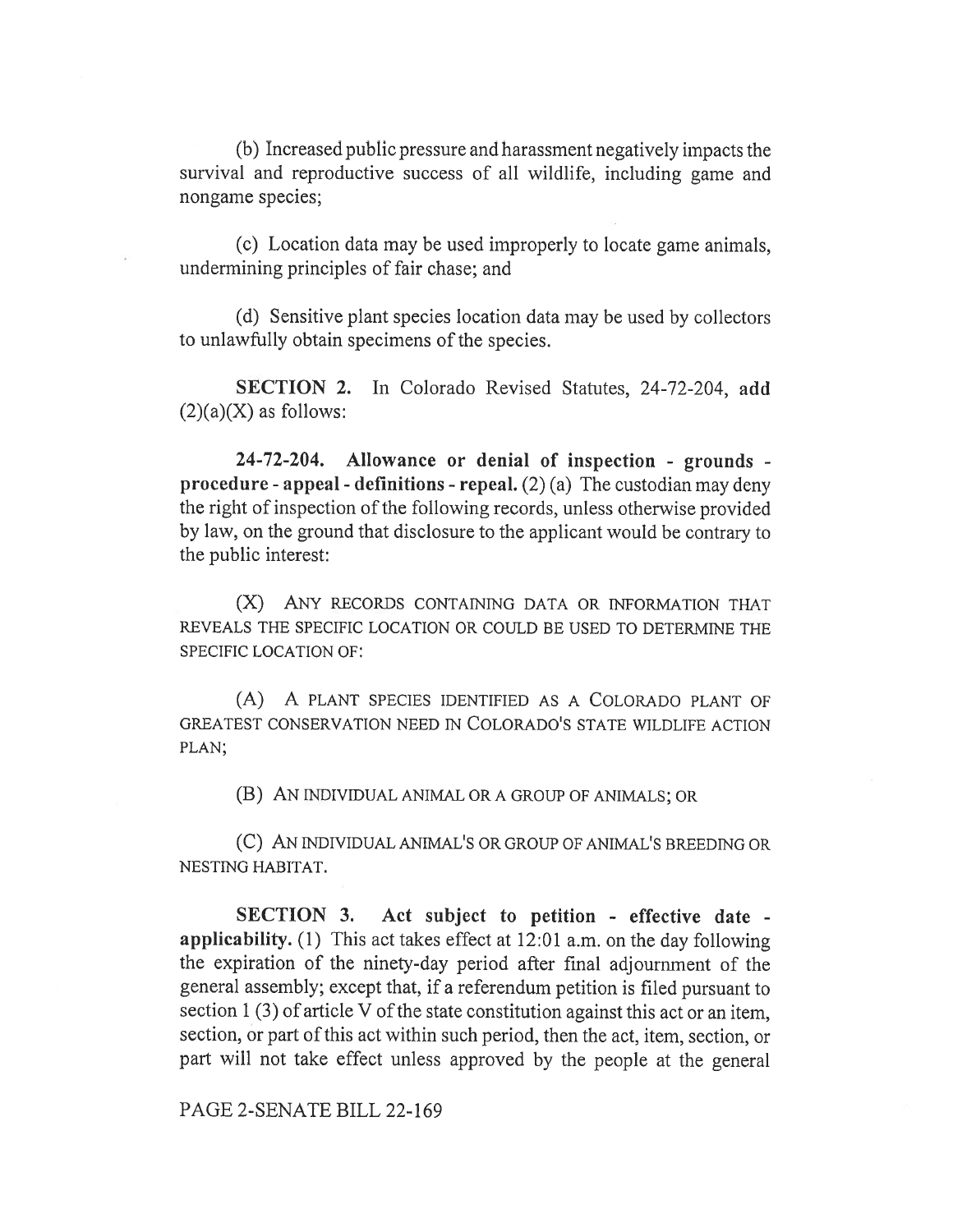(b) Increased public pressure and harassment negatively impacts the survival and reproductive success of all wildlife, including game and nongame species;

(c) Location data may be used improperly to locate game animals, undermining principles of fair chase; and

(d) Sensitive plant species location data may be used by collectors to unlawfully obtain specimens of the species.

**SECTION 2.** In Colorado Revised Statutes, 24-72-204, **add** (2)(a)(X) as follows:

**24-72-204. Allowance or denial of inspection - grounds - procedure - appeal - definitions - repeal.** (2) (a) The custodian may deny the right of inspection of the following records, unless otherwise provided by law, on the ground that disclosure to the applicant would be contrary to the public interest:

(X) ANY RECORDS CONTAINING DATA OR INFORMATION THAT REVEALS THE SPECIFIC LOCATION OR COULD BE USED TO DETERMINE THE SPECIFIC LOCATION OF:

(A) A PLANT SPECIES IDENTIFIED AS A COLORADO PLANT OF GREATEST CONSERVATION NEED IN COLORADO'S STATE WILDLIFE ACTION PLAN;

(B) AN INDIVIDUAL ANIMAL OR A GROUP OF ANIMALS; OR

(C) AN INDIVIDUAL ANIMAL'S OR GROUP OF ANIMAL'S BREEDING OR NESTING HABITAT.

**SECTION 3. Act subject to petition - effective date - applicability.** (1) This act takes effect at 12:01 a.m. on the day following the expiration of the ninety-day period after final adjournment of the general assembly; except that, if a referendum petition is filed pursuant to section 1 (3) of article V of the state constitution against this act or an item, section, or part of this act within such period, then the act, item, section, or part will not take effect unless approved by the people at the general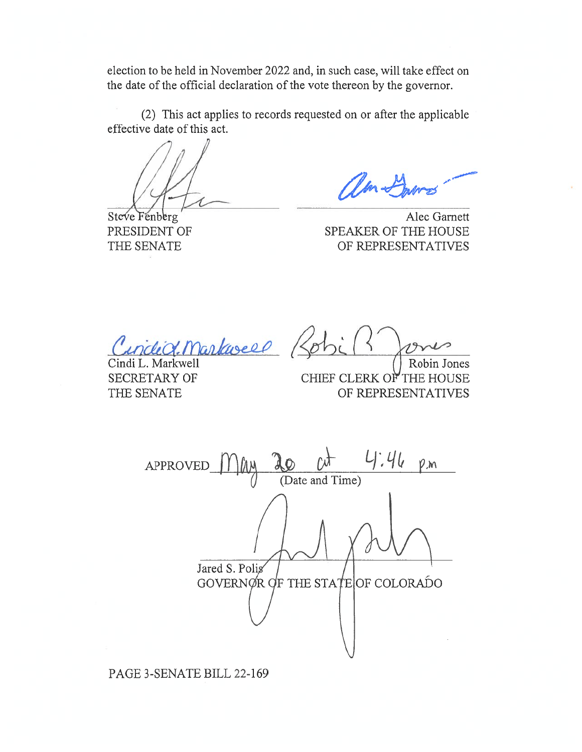election to be held in November 2022 and, in such case, will take effect on the date of the official declaration of the vote thereon by the governor.

(2) This act applies to records requested on or after the applicable effective date of this act.

| | |
|---|---|
| Steve Fenberg<br>PRESIDENT OF<br>THE SENATE | Alec Garnett<br>SPEAKER OF THE HOUSE<br>OF REPRESENTATIVES |
| Cindi L. Markwell<br>SECRETARY OF<br>THE SENATE | Robin Jones<br>CHIEF CLERK OF THE HOUSE<br>OF REPRESENTATIVES |

APPROVED May 20 at 4:46 p.m
(Date and Time)

Jared S. Polis
GOVERNOR OF THE STATE OF COLORADO

PAGE 3-SENATE BILL 22-169